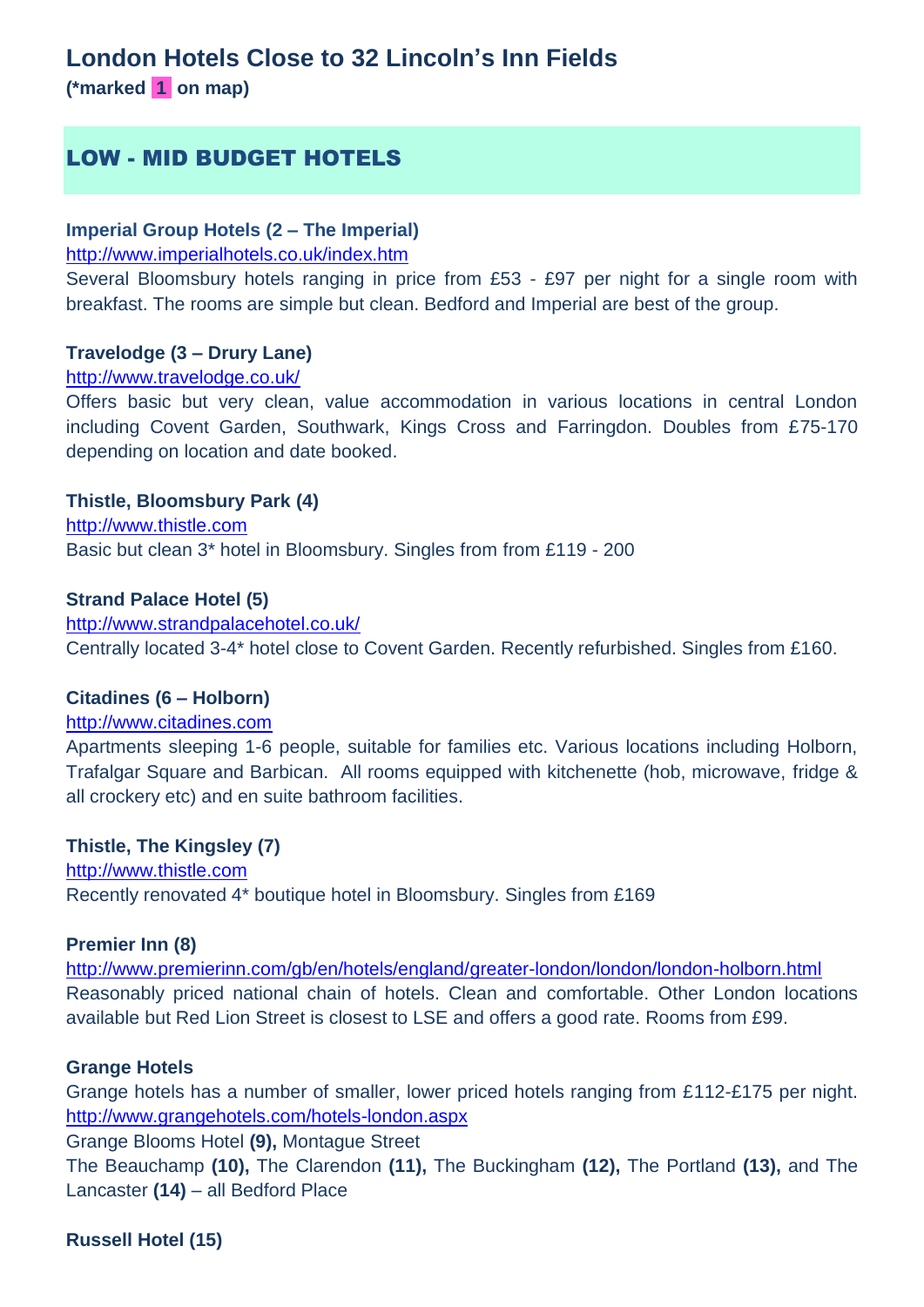# London Hotels Close to 32 Lincoln's Inn Fields

**(*marked 1 on map)**

## LOW - MID BUDGET HOTELS

**Imperial Group Hotels (2 – The Imperial)**
http://www.imperialhotels.co.uk/index.htm
Several Bloomsbury hotels ranging in price from £53 - £97 per night for a single room with breakfast. The rooms are simple but clean. Bedford and Imperial are best of the group.

**Travelodge (3 – Drury Lane)**
http://www.travelodge.co.uk/
Offers basic but very clean, value accommodation in various locations in central London including Covent Garden, Southwark, Kings Cross and Farringdon. Doubles from £75-170 depending on location and date booked.

**Thistle, Bloomsbury Park (4)**
http://www.thistle.com
Basic but clean 3* hotel in Bloomsbury. Singles from from £119 - 200

**Strand Palace Hotel (5)**
http://www.strandpalacehotel.co.uk/
Centrally located 3-4* hotel close to Covent Garden. Recently refurbished. Singles from £160.

**Citadines (6 – Holborn)**
http://www.citadines.com
Apartments sleeping 1-6 people, suitable for families etc. Various locations including Holborn, Trafalgar Square and Barbican. All rooms equipped with kitchenette (hob, microwave, fridge & all crockery etc) and en suite bathroom facilities.

**Thistle, The Kingsley (7)**
http://www.thistle.com
Recently renovated 4* boutique hotel in Bloomsbury. Singles from £169

**Premier Inn (8)**
http://www.premierinn.com/gb/en/hotels/england/greater-london/london/london-holborn.html
Reasonably priced national chain of hotels. Clean and comfortable. Other London locations available but Red Lion Street is closest to LSE and offers a good rate. Rooms from £99.

**Grange Hotels**
Grange hotels has a number of smaller, lower priced hotels ranging from £112-£175 per night.
http://www.grangehotels.com/hotels-london.aspx
Grange Blooms Hotel **(9),** Montague Street
The Beauchamp **(10),** The Clarendon **(11),** The Buckingham **(12),** The Portland **(13),** and The Lancaster **(14)** – all Bedford Place

**Russell Hotel (15)**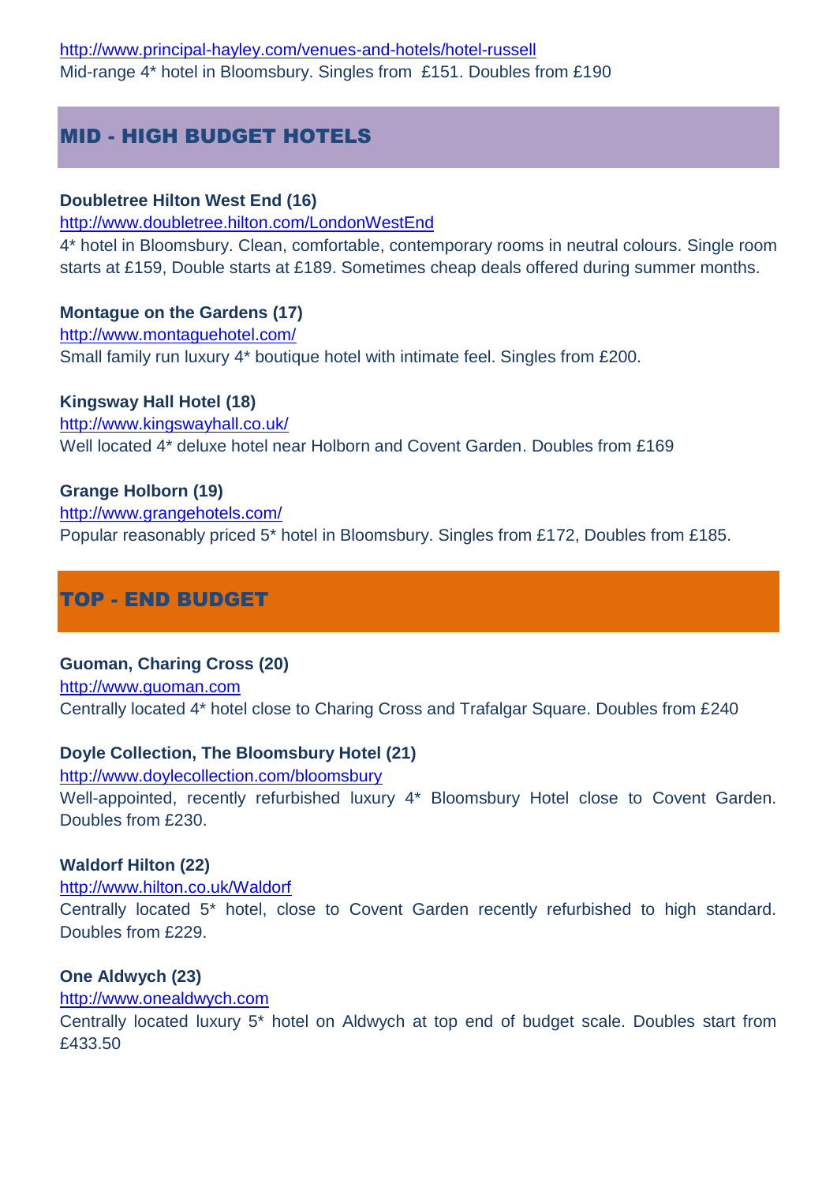http://www.principal-hayley.com/venues-and-hotels/hotel-russell
Mid-range 4* hotel in Bloomsbury. Singles from £151. Doubles from £190

## MID - HIGH BUDGET HOTELS

**Doubletree Hilton West End (16)**
http://www.doubletree.hilton.com/LondonWestEnd
4* hotel in Bloomsbury. Clean, comfortable, contemporary rooms in neutral colours. Single room starts at £159, Double starts at £189. Sometimes cheap deals offered during summer months.

**Montague on the Gardens (17)**
http://www.montaguehotel.com/
Small family run luxury 4* boutique hotel with intimate feel. Singles from £200.

**Kingsway Hall Hotel (18)**
http://www.kingswayhall.co.uk/
Well located 4* deluxe hotel near Holborn and Covent Garden. Doubles from £169

**Grange Holborn (19)**
http://www.grangehotels.com/
Popular reasonably priced 5* hotel in Bloomsbury. Singles from £172, Doubles from £185.

## TOP - END BUDGET

**Guoman, Charing Cross (20)**
http://www.guoman.com
Centrally located 4* hotel close to Charing Cross and Trafalgar Square. Doubles from £240

**Doyle Collection, The Bloomsbury Hotel (21)**
http://www.doylecollection.com/bloomsbury
Well-appointed, recently refurbished luxury 4* Bloomsbury Hotel close to Covent Garden. Doubles from £230.

**Waldorf Hilton (22)**
http://www.hilton.co.uk/Waldorf
Centrally located 5* hotel, close to Covent Garden recently refurbished to high standard. Doubles from £229.

**One Aldwych (23)**
http://www.onealdwych.com
Centrally located luxury 5* hotel on Aldwych at top end of budget scale. Doubles start from £433.50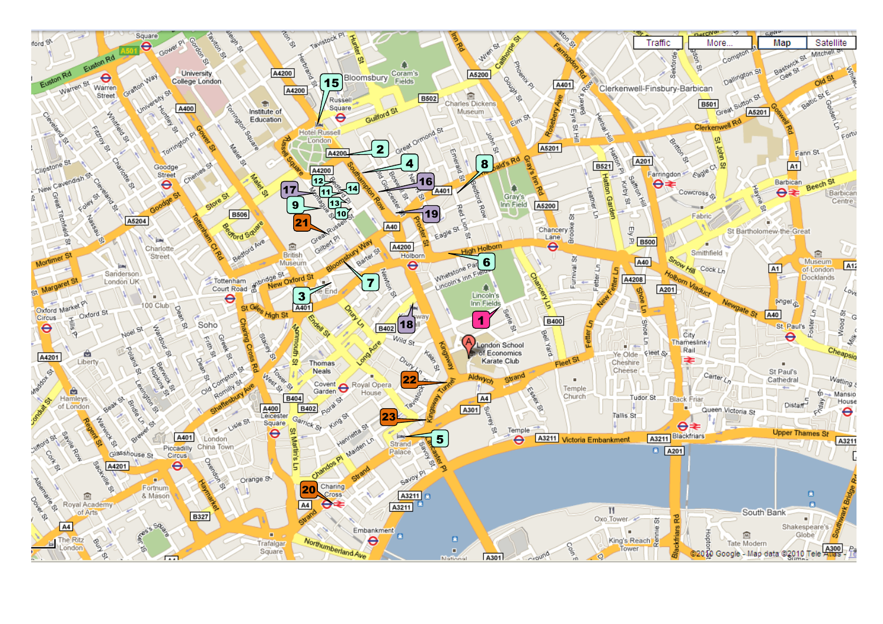©2010 Google - Map data ©2010 Tele Atlas